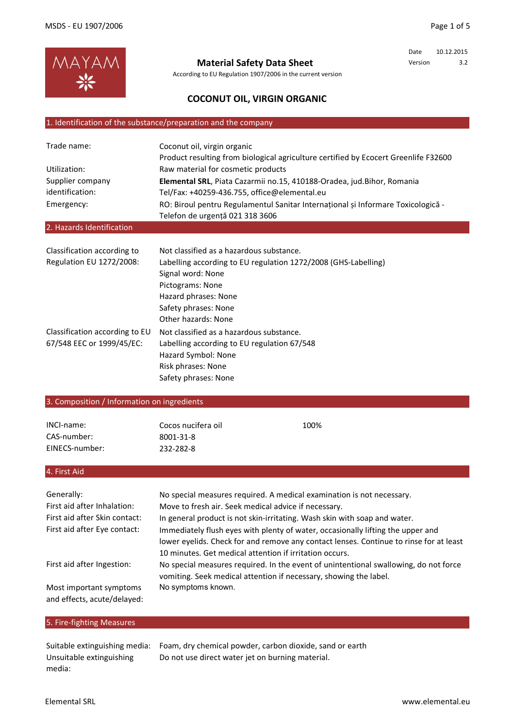**Material Safety Data Sheet**

According to EU Regulation 1907/2006 in the current version

| | |
|---|---|
| Date | 10.12.2015 |
| Version | 3.2 |

# COCONUT OIL, VIRGIN ORGANIC

## 1. Identification of the substance/preparation and the company

| | |
|---|---|
| Trade name: | Coconut oil, virgin organic<br>Product resulting from biological agriculture certified by Ecocert Greenlife F32600 |
| Utilization: | Raw material for cosmetic products |
| Supplier company identification: | **Elemental SRL**, Piata Cazarmii no.15, 410188-Oradea, jud.Bihor, Romania<br>Tel/Fax: +40259-436.755, office@elemental.eu |
| Emergency: | RO: Biroul pentru Regulamentul Sanitar Internațional și Informare Toxicologică - Telefon de urgență 021 318 3606 |

## 2. Hazards Identification

| | |
|---|---|
| Classification according to Regulation EU 1272/2008: | Not classified as a hazardous substance.<br>Labelling according to EU regulation 1272/2008 (GHS-Labelling)<br>Signal word: None<br>Pictograms: None<br>Hazard phrases: None<br>Safety phrases: None<br>Other hazards: None |
| Classification according to EU 67/548 EEC or 1999/45/EC: | Not classified as a hazardous substance.<br>Labelling according to EU regulation 67/548<br>Hazard Symbol: None<br>Risk phrases: None<br>Safety phrases: None |

## 3. Composition / Information on ingredients

| | | |
|---|---|---|
| INCI-name: | Cocos nucifera oil | 100% |
| CAS-number: | 8001-31-8 | |
| EINECS-number: | 232-282-8 | |

## 4. First Aid

| | |
|---|---|
| Generally: | No special measures required. A medical examination is not necessary. |
| First aid after Inhalation: | Move to fresh air. Seek medical advice if necessary. |
| First aid after Skin contact: | In general product is not skin-irritating. Wash skin with soap and water. |
| First aid after Eye contact: | Immediately flush eyes with plenty of water, occasionally lifting the upper and lower eyelids. Check for and remove any contact lenses. Continue to rinse for at least 10 minutes. Get medical attention if irritation occurs. |
| First aid after Ingestion: | No special measures required. In the event of unintentional swallowing, do not force vomiting. Seek medical attention if necessary, showing the label. |
| Most important symptoms and effects, acute/delayed: | No symptoms known. |

## 5. Fire-fighting Measures

| | |
|---|---|
| Suitable extinguishing media: | Foam, dry chemical powder, carbon dioxide, sand or earth |
| Unsuitable extinguishing media: | Do not use direct water jet on burning material. |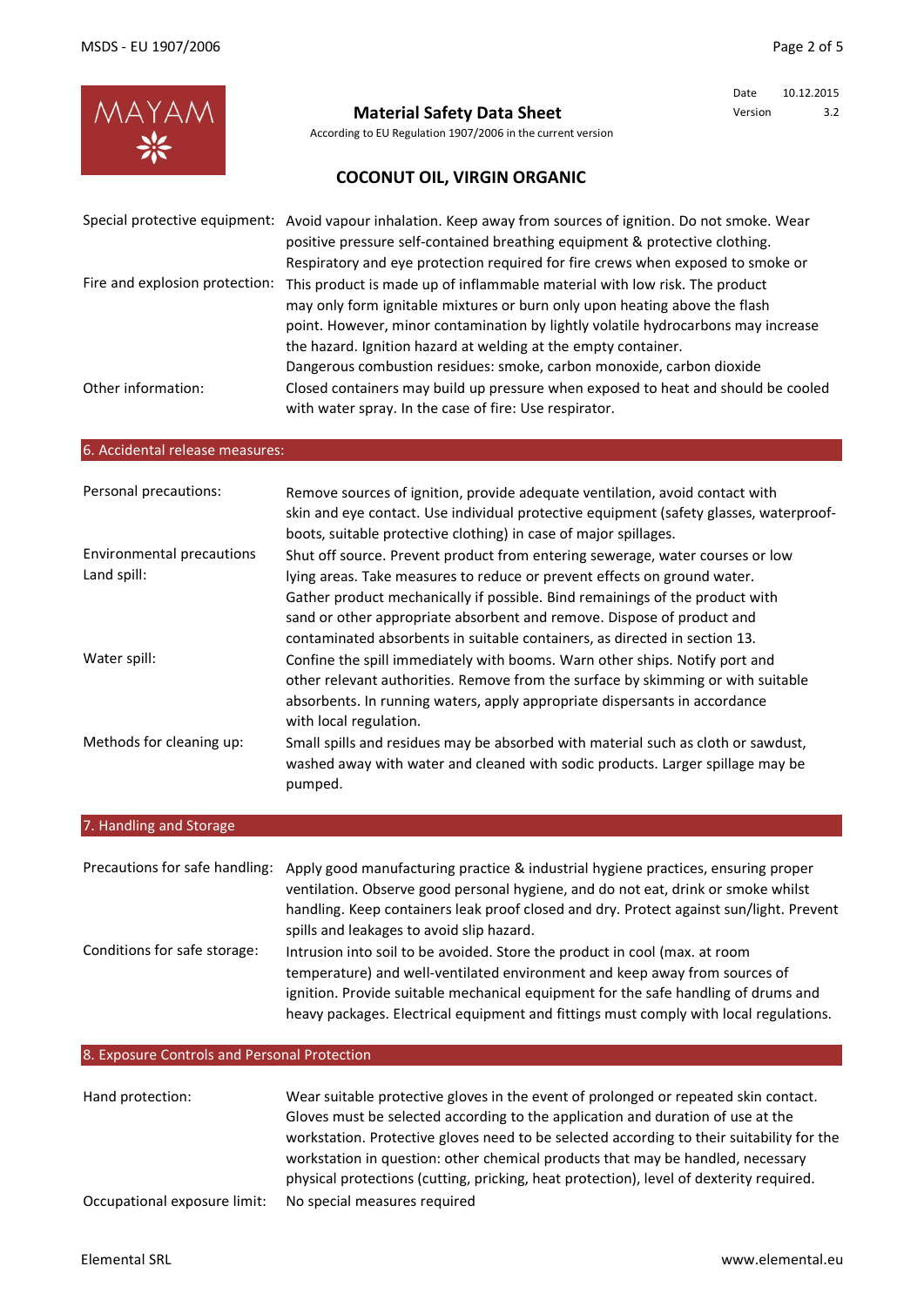# COCONUT OIL, VIRGIN ORGANIC

| | |
|---|---|
| Special protective equipment: | Avoid vapour inhalation. Keep away from sources of ignition. Do not smoke. Wear positive pressure self-contained breathing equipment & protective clothing. Respiratory and eye protection required for fire crews when exposed to smoke or |
| Fire and explosion protection: | This product is made up of inflammable material with low risk. The product may only form ignitable mixtures or burn only upon heating above the flash point. However, minor contamination by lightly volatile hydrocarbons may increase the hazard. Ignition hazard at welding at the empty container. Dangerous combustion residues: smoke, carbon monoxide, carbon dioxide |
| Other information: | Closed containers may build up pressure when exposed to heat and should be cooled with water spray. In the case of fire: Use respirator. |

## 6. Accidental release measures:

| | |
|---|---|
| Personal precautions: | Remove sources of ignition, provide adequate ventilation, avoid contact with skin and eye contact. Use individual protective equipment (safety glasses, waterproof-boots, suitable protective clothing) in case of major spillages. |
| Environmental precautions Land spill: | Shut off source. Prevent product from entering sewerage, water courses or low lying areas. Take measures to reduce or prevent effects on ground water. Gather product mechanically if possible. Bind remainings of the product with sand or other appropriate absorbent and remove. Dispose of product and contaminated absorbents in suitable containers, as directed in section 13. |
| Water spill: | Confine the spill immediately with booms. Warn other ships. Notify port and other relevant authorities. Remove from the surface by skimming or with suitable absorbents. In running waters, apply appropriate dispersants in accordance with local regulation. |
| Methods for cleaning up: | Small spills and residues may be absorbed with material such as cloth or sawdust, washed away with water and cleaned with sodic products. Larger spillage may be pumped. |

## 7. Handling and Storage

| | |
|---|---|
| Precautions for safe handling: | Apply good manufacturing practice & industrial hygiene practices, ensuring proper ventilation. Observe good personal hygiene, and do not eat, drink or smoke whilst handling. Keep containers leak proof closed and dry. Protect against sun/light. Prevent spills and leakages to avoid slip hazard. |
| Conditions for safe storage: | Intrusion into soil to be avoided. Store the product in cool (max. at room temperature) and well-ventilated environment and keep away from sources of ignition. Provide suitable mechanical equipment for the safe handling of drums and heavy packages. Electrical equipment and fittings must comply with local regulations. |

## 8. Exposure Controls and Personal Protection

| | |
|---|---|
| Hand protection: | Wear suitable protective gloves in the event of prolonged or repeated skin contact. Gloves must be selected according to the application and duration of use at the workstation. Protective gloves need to be selected according to their suitability for the workstation in question: other chemical products that may be handled, necessary physical protections (cutting, pricking, heat protection), level of dexterity required. |
| Occupational exposure limit: | No special measures required |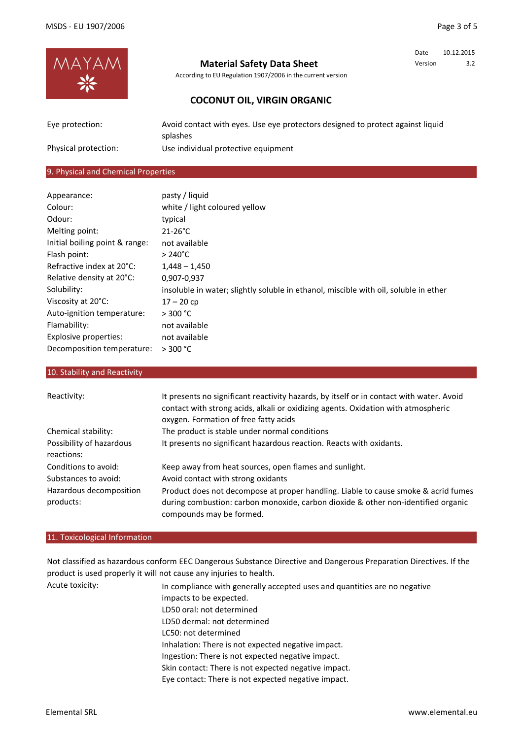Eye protection: Avoid contact with eyes. Use eye protectors designed to protect against liquid splashes

Physical protection: Use individual protective equipment

## 9. Physical and Chemical Properties

| | |
|---|---|
| Appearance: | pasty / liquid |
| Colour: | white / light coloured yellow |
| Odour: | typical |
| Melting point: | 21-26°C |
| Initial boiling point & range: | not available |
| Flash point: | > 240°C |
| Refractive index at 20°C: | 1,448 – 1,450 |
| Relative density at 20°C: | 0,907-0,937 |
| Solubility: | insoluble in water; slightly soluble in ethanol, miscible with oil, soluble in ether |
| Viscosity at 20°C: | 17 – 20 cp |
| Auto-ignition temperature: | > 300 °C |
| Flamability: | not available |
| Explosive properties: | not available |
| Decomposition temperature: | > 300 °C |

## 10. Stability and Reactivity

| | |
|---|---|
| Reactivity: | It presents no significant reactivity hazards, by itself or in contact with water. Avoid contact with strong acids, alkali or oxidizing agents. Oxidation with atmospheric oxygen. Formation of free fatty acids |
| Chemical stability: | The product is stable under normal conditions |
| Possibility of hazardous reactions: | It presents no significant hazardous reaction. Reacts with oxidants. |
| Conditions to avoid: | Keep away from heat sources, open flames and sunlight. |
| Substances to avoid: | Avoid contact with strong oxidants |
| Hazardous decomposition products: | Product does not decompose at proper handling. Liable to cause smoke & acrid fumes during combustion: carbon monoxide, carbon dioxide & other non-identified organic compounds may be formed. |

## 11. Toxicological Information

Not classified as hazardous conform EEC Dangerous Substance Directive and Dangerous Preparation Directives. If the product is used properly it will not cause any injuries to health.

Acute toxicity: In compliance with generally accepted uses and quantities are no negative impacts to be expected.
LD50 oral: not determined
LD50 dermal: not determined
LC50: not determined
Inhalation: There is not expected negative impact.
Ingestion: There is not expected negative impact.
Skin contact: There is not expected negative impact.
Eye contact: There is not expected negative impact.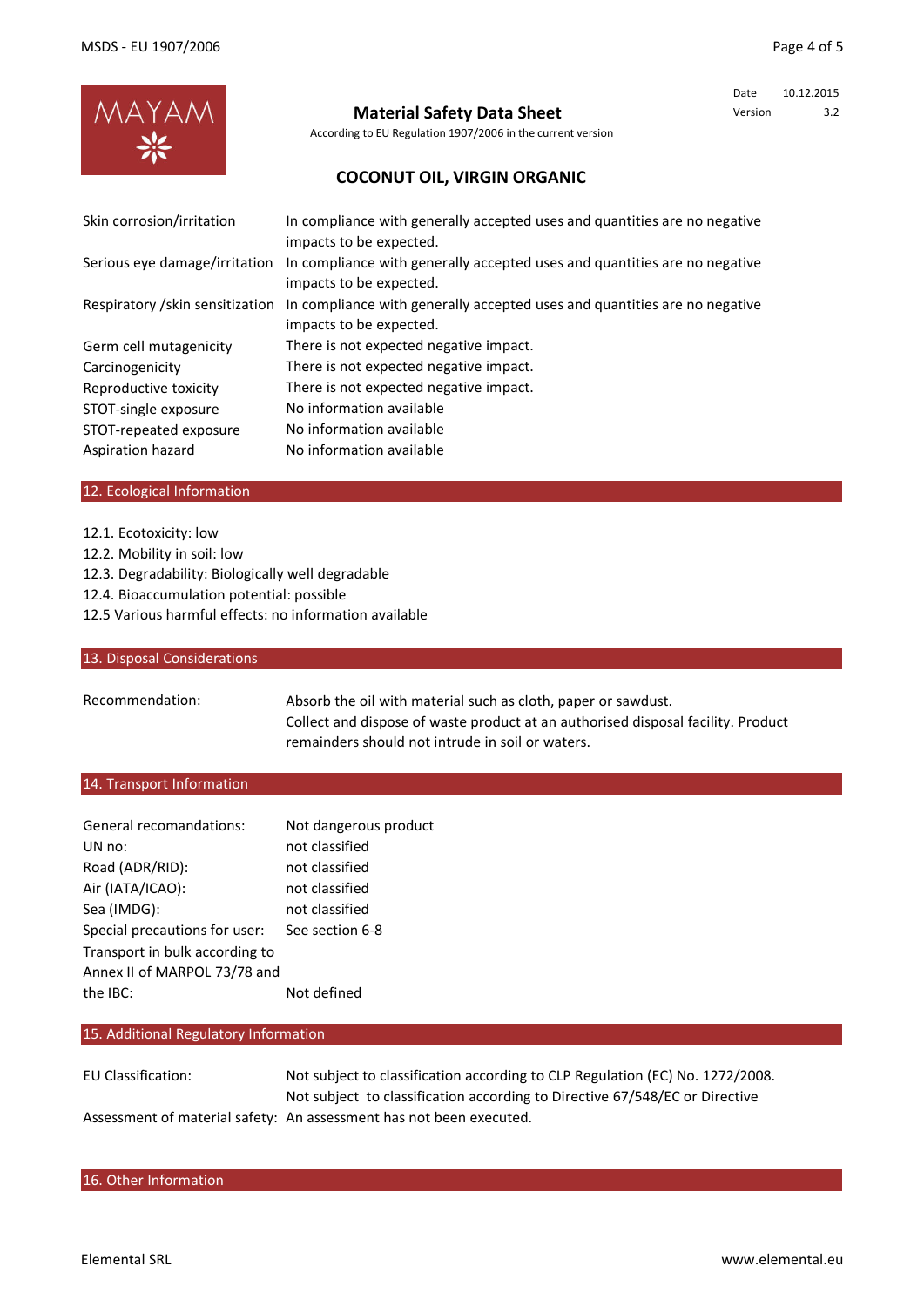| | |
|---|---|
| Skin corrosion/irritation | In compliance with generally accepted uses and quantities are no negative impacts to be expected. |
| Serious eye damage/irritation | In compliance with generally accepted uses and quantities are no negative impacts to be expected. |
| Respiratory /skin sensitization | In compliance with generally accepted uses and quantities are no negative impacts to be expected. |
| Germ cell mutagenicity | There is not expected negative impact. |
| Carcinogenicity | There is not expected negative impact. |
| Reproductive toxicity | There is not expected negative impact. |
| STOT-single exposure | No information available |
| STOT-repeated exposure | No information available |
| Aspiration hazard | No information available |

## 12. Ecological Information

12.1. Ecotoxicity: low
12.2. Mobility in soil: low
12.3. Degradability: Biologically well degradable
12.4. Bioaccumulation potential: possible
12.5 Various harmful effects: no information available

## 13. Disposal Considerations

| | |
|---|---|
| Recommendation: | Absorb the oil with material such as cloth, paper or sawdust. Collect and dispose of waste product at an authorised disposal facility. Product remainders should not intrude in soil or waters. |

## 14. Transport Information

| | |
|---|---|
| General recomandations: | Not dangerous product |
| UN no: | not classified |
| Road (ADR/RID): | not classified |
| Air (IATA/ICAO): | not classified |
| Sea (IMDG): | not classified |
| Special precautions for user: | See section 6-8 |
| Transport in bulk according to Annex II of MARPOL 73/78 and the IBC: | Not defined |

## 15. Additional Regulatory Information

| | |
|---|---|
| EU Classification: | Not subject to classification according to CLP Regulation (EC) No. 1272/2008. Not subject to classification according to Directive 67/548/EC or Directive |
| Assessment of material safety: | An assessment has not been executed. |

## 16. Other Information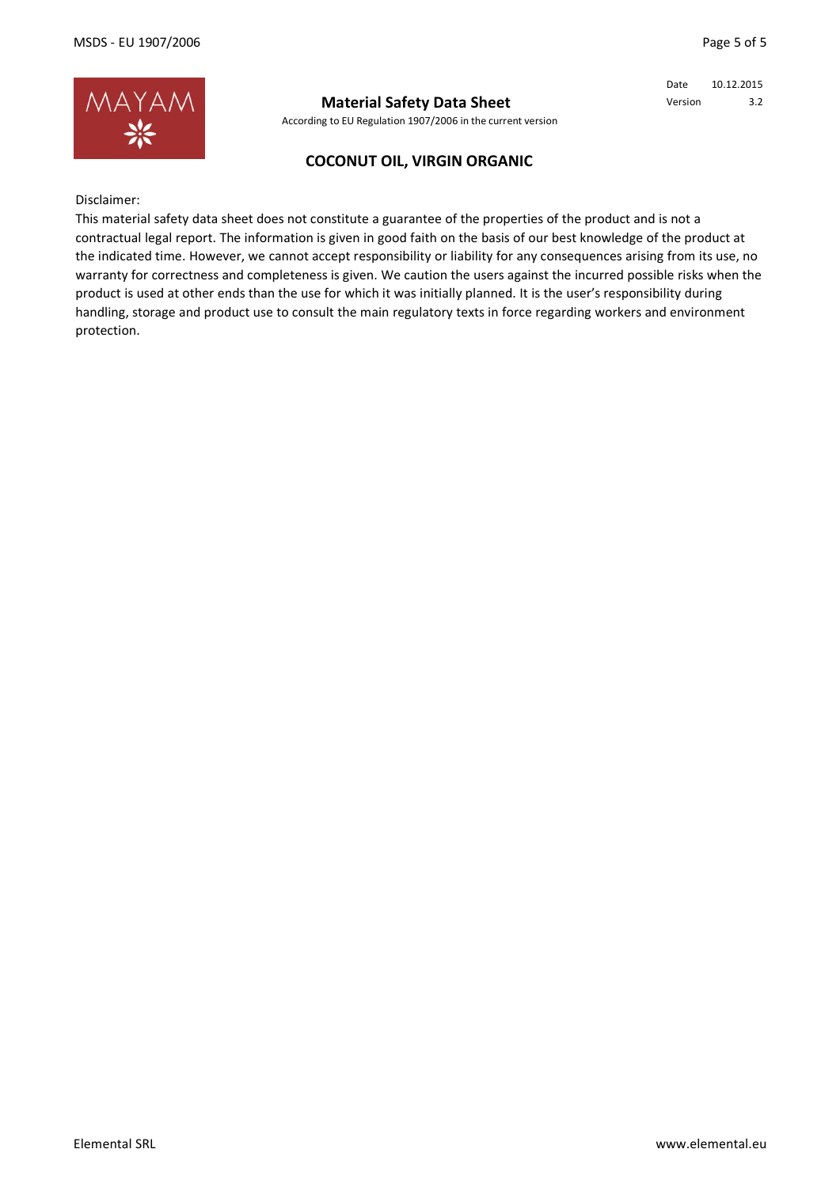Disclaimer:

This material safety data sheet does not constitute a guarantee of the properties of the product and is not a contractual legal report. The information is given in good faith on the basis of our best knowledge of the product at the indicated time. However, we cannot accept responsibility or liability for any consequences arising from its use, no warranty for correctness and completeness is given. We caution the users against the incurred possible risks when the product is used at other ends than the use for which it was initially planned. It is the user's responsibility during handling, storage and product use to consult the main regulatory texts in force regarding workers and environment protection.